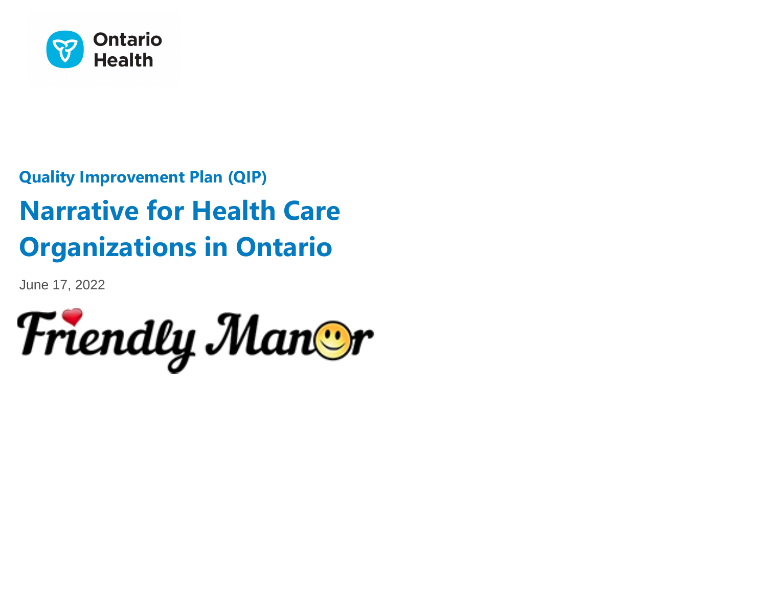Ontario Health

**Quality Improvement Plan (QIP)**

# Narrative for Health Care Organizations in Ontario

June 17, 2022

Friendly Manor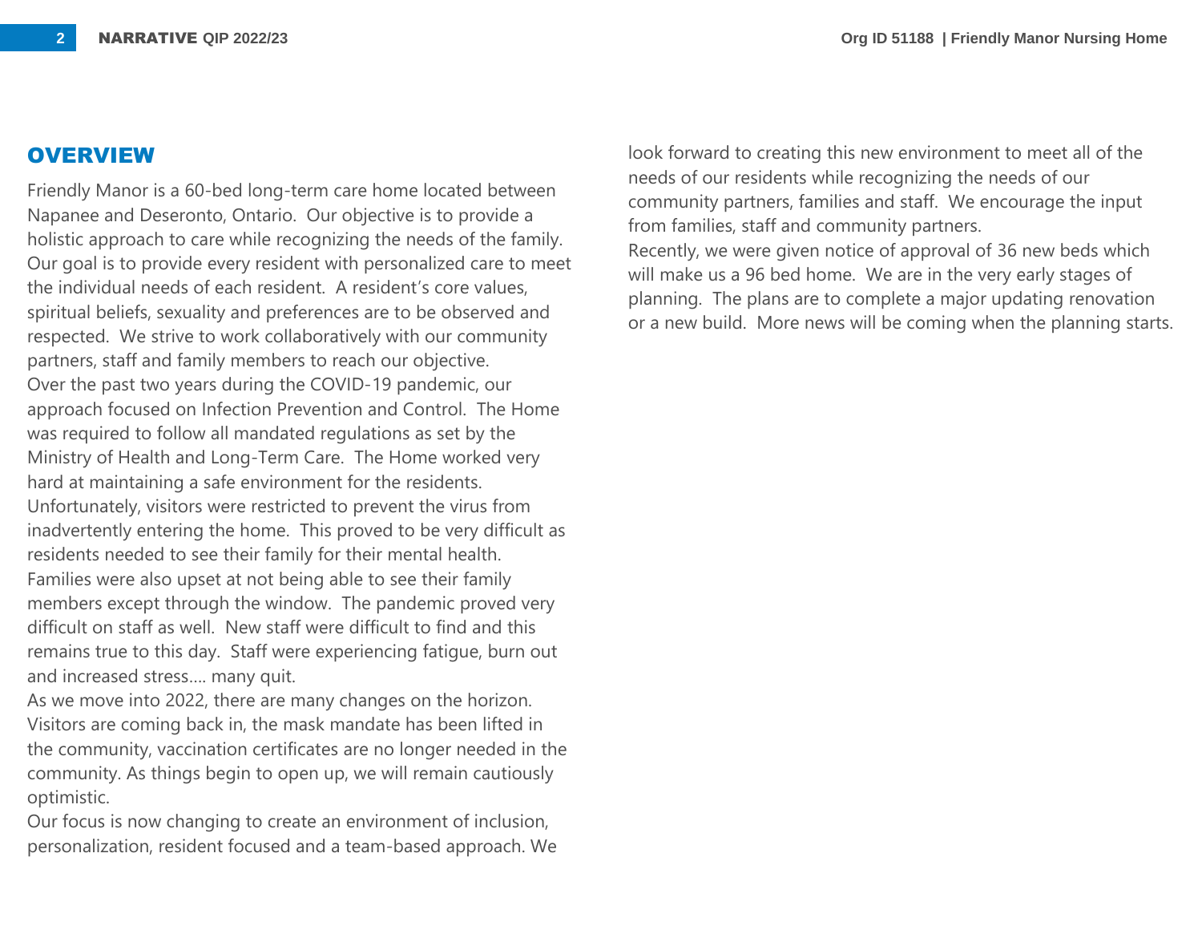## OVERVIEW

Friendly Manor is a 60-bed long-term care home located between Napanee and Deseronto, Ontario. Our objective is to provide a holistic approach to care while recognizing the needs of the family. Our goal is to provide every resident with personalized care to meet the individual needs of each resident. A resident's core values, spiritual beliefs, sexuality and preferences are to be observed and respected. We strive to work collaboratively with our community partners, staff and family members to reach our objective.

Over the past two years during the COVID-19 pandemic, our approach focused on Infection Prevention and Control. The Home was required to follow all mandated regulations as set by the Ministry of Health and Long-Term Care. The Home worked very hard at maintaining a safe environment for the residents. Unfortunately, visitors were restricted to prevent the virus from inadvertently entering the home. This proved to be very difficult as residents needed to see their family for their mental health. Families were also upset at not being able to see their family members except through the window. The pandemic proved very difficult on staff as well. New staff were difficult to find and this remains true to this day. Staff were experiencing fatigue, burn out and increased stress.... many quit.

As we move into 2022, there are many changes on the horizon. Visitors are coming back in, the mask mandate has been lifted in the community, vaccination certificates are no longer needed in the community. As things begin to open up, we will remain cautiously optimistic.

Our focus is now changing to create an environment of inclusion, personalization, resident focused and a team-based approach. We look forward to creating this new environment to meet all of the needs of our residents while recognizing the needs of our community partners, families and staff. We encourage the input from families, staff and community partners.

Recently, we were given notice of approval of 36 new beds which will make us a 96 bed home. We are in the very early stages of planning. The plans are to complete a major updating renovation or a new build. More news will be coming when the planning starts.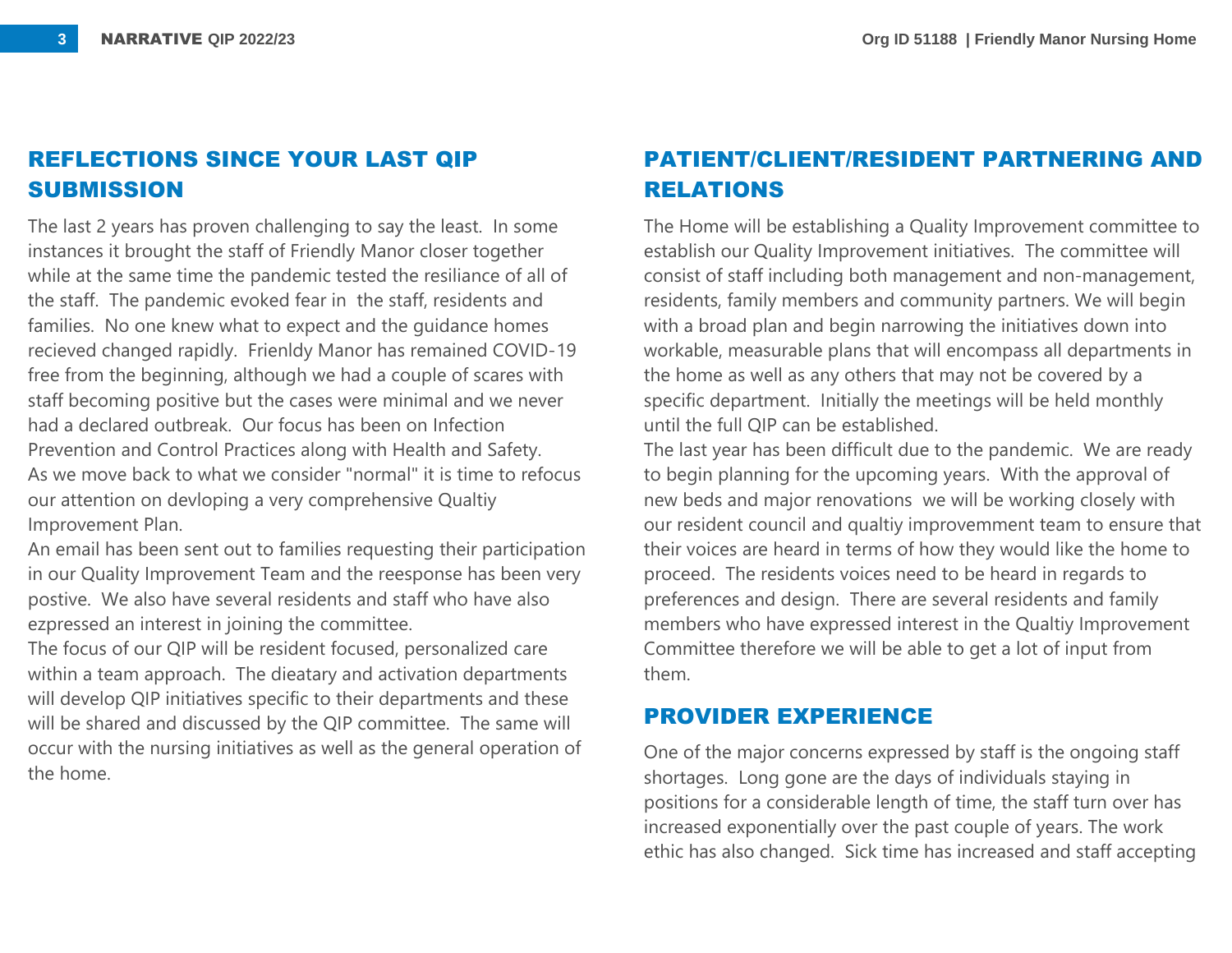## REFLECTIONS SINCE YOUR LAST QIP SUBMISSION

The last 2 years has proven challenging to say the least. In some instances it brought the staff of Friendly Manor closer together while at the same time the pandemic tested the resiliance of all of the staff. The pandemic evoked fear in the staff, residents and families. No one knew what to expect and the guidance homes recieved changed rapidly. Frienldy Manor has remained COVID-19 free from the beginning, although we had a couple of scares with staff becoming positive but the cases were minimal and we never had a declared outbreak. Our focus has been on Infection Prevention and Control Practices along with Health and Safety. As we move back to what we consider "normal" it is time to refocus our attention on devloping a very comprehensive Qualtiy Improvement Plan.
An email has been sent out to families requesting their participation in our Quality Improvement Team and the reesponse has been very postive. We also have several residents and staff who have also ezpressed an interest in joining the committee.
The focus of our QIP will be resident focused, personalized care within a team approach. The dieatary and activation departments will develop QIP initiatives specific to their departments and these will be shared and discussed by the QIP committee. The same will occur with the nursing initiatives as well as the general operation of the home.

## PATIENT/CLIENT/RESIDENT PARTNERING AND RELATIONS

The Home will be establishing a Quality Improvement committee to establish our Quality Improvement initiatives. The committee will consist of staff including both management and non-management, residents, family members and community partners. We will begin with a broad plan and begin narrowing the initiatives down into workable, measurable plans that will encompass all departments in the home as well as any others that may not be covered by a specific department. Initially the meetings will be held monthly until the full QIP can be established.
The last year has been difficult due to the pandemic. We are ready to begin planning for the upcoming years. With the approval of new beds and major renovations we will be working closely with our resident council and qualtiy improvemment team to ensure that their voices are heard in terms of how they would like the home to proceed. The residents voices need to be heard in regards to preferences and design. There are several residents and family members who have expressed interest in the Qualtiy Improvement Committee therefore we will be able to get a lot of input from them.

## PROVIDER EXPERIENCE

One of the major concerns expressed by staff is the ongoing staff shortages. Long gone are the days of individuals staying in positions for a considerable length of time, the staff turn over has increased exponentially over the past couple of years. The work ethic has also changed. Sick time has increased and staff accepting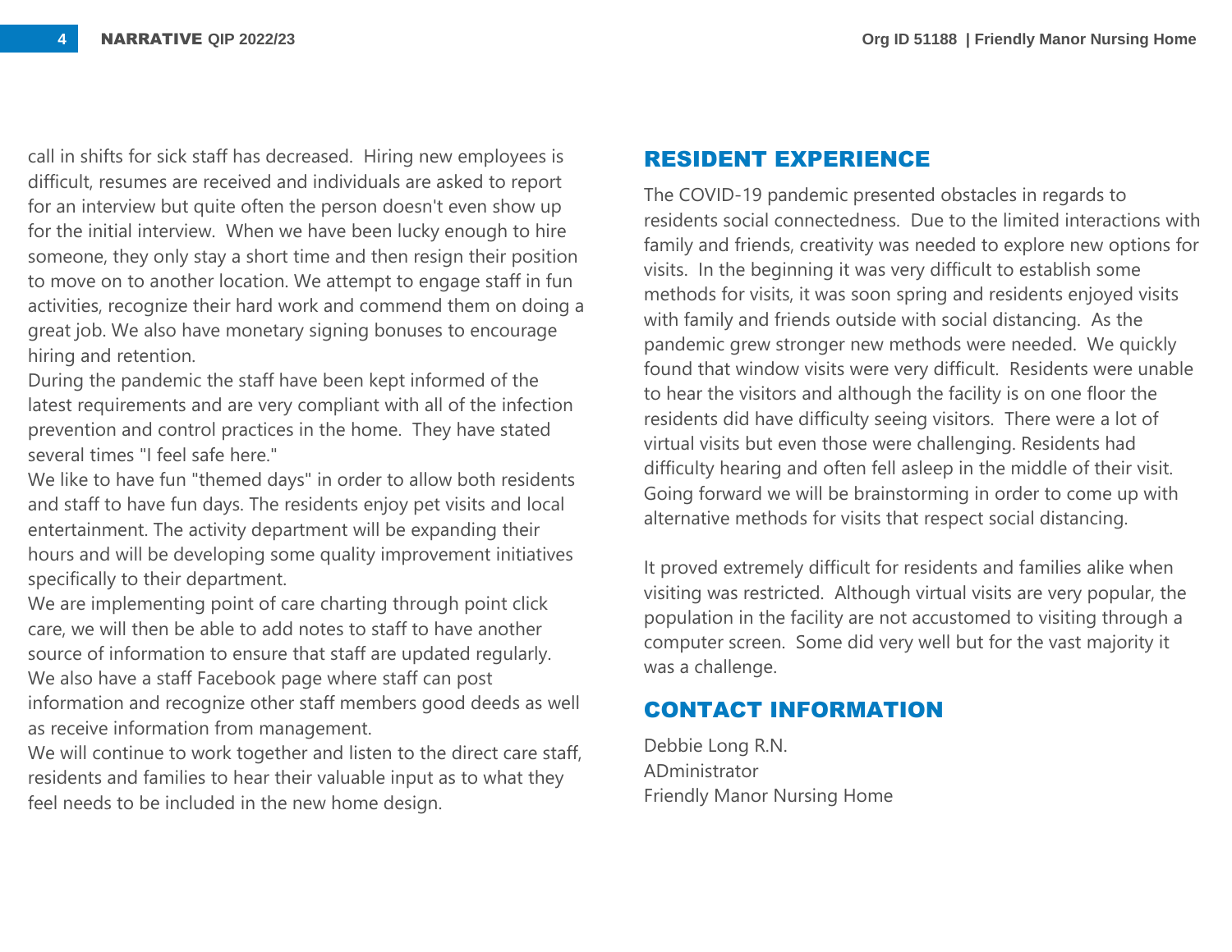call in shifts for sick staff has decreased.  Hiring new employees is difficult, resumes are received and individuals are asked to report for an interview but quite often the person doesn't even show up for the initial interview.  When we have been lucky enough to hire someone, they only stay a short time and then resign their position to move on to another location. We attempt to engage staff in fun activities, recognize their hard work and commend them on doing a great job. We also have monetary signing bonuses to encourage hiring and retention.
During the pandemic the staff have been kept informed of the latest requirements and are very compliant with all of the infection prevention and control practices in the home.  They have stated several times "I feel safe here."
We like to have fun "themed days" in order to allow both residents and staff to have fun days. The residents enjoy pet visits and local entertainment. The activity department will be expanding their hours and will be developing some quality improvement initiatives specifically to their department.
We are implementing point of care charting through point click care, we will then be able to add notes to staff to have another source of information to ensure that staff are updated regularly.
We also have a staff Facebook page where staff can post information and recognize other staff members good deeds as well as receive information from management.
We will continue to work together and listen to the direct care staff, residents and families to hear their valuable input as to what they feel needs to be included in the new home design.

## RESIDENT EXPERIENCE

The COVID-19 pandemic presented obstacles in regards to residents social connectedness.  Due to the limited interactions with family and friends, creativity was needed to explore new options for visits.  In the beginning it was very difficult to establish some methods for visits, it was soon spring and residents enjoyed visits with family and friends outside with social distancing.  As the pandemic grew stronger new methods were needed.  We quickly found that window visits were very difficult.  Residents were unable to hear the visitors and although the facility is on one floor the residents did have difficulty seeing visitors.  There were a lot of virtual visits but even those were challenging. Residents had difficulty hearing and often fell asleep in the middle of their visit. Going forward we will be brainstorming in order to come up with alternative methods for visits that respect social distancing.

It proved extremely difficult for residents and families alike when visiting was restricted.  Although virtual visits are very popular, the population in the facility are not accustomed to visiting through a computer screen.  Some did very well but for the vast majority it was a challenge.

## CONTACT INFORMATION

Debbie Long R.N.
ADministrator
Friendly Manor Nursing Home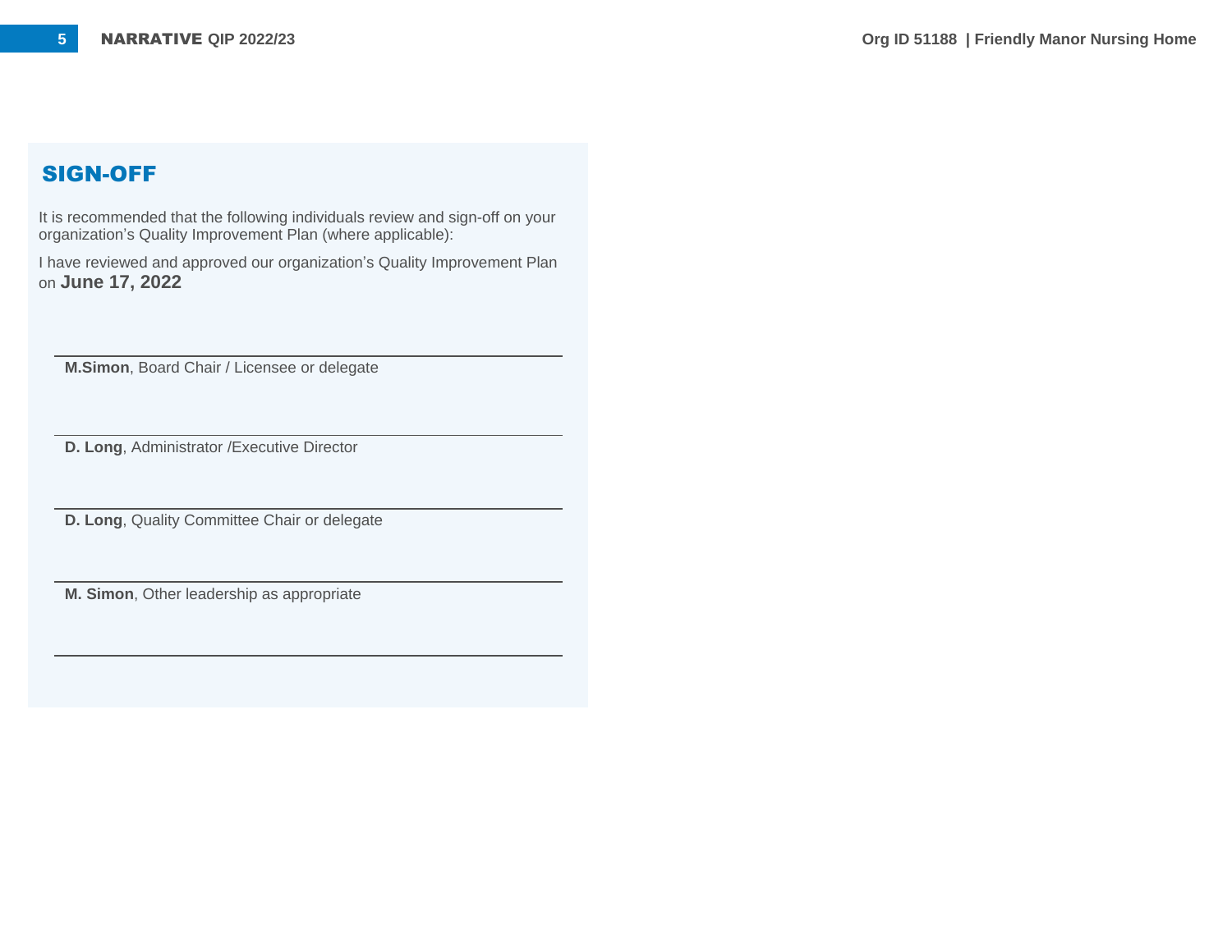## SIGN-OFF

It is recommended that the following individuals review and sign-off on your organization's Quality Improvement Plan (where applicable):

I have reviewed and approved our organization's Quality Improvement Plan on **June 17, 2022**

---

**M.Simon**, Board Chair / Licensee or delegate

---

**D. Long**, Administrator /Executive Director

---

**D. Long**, Quality Committee Chair or delegate

---

**M. Simon**, Other leadership as appropriate

---